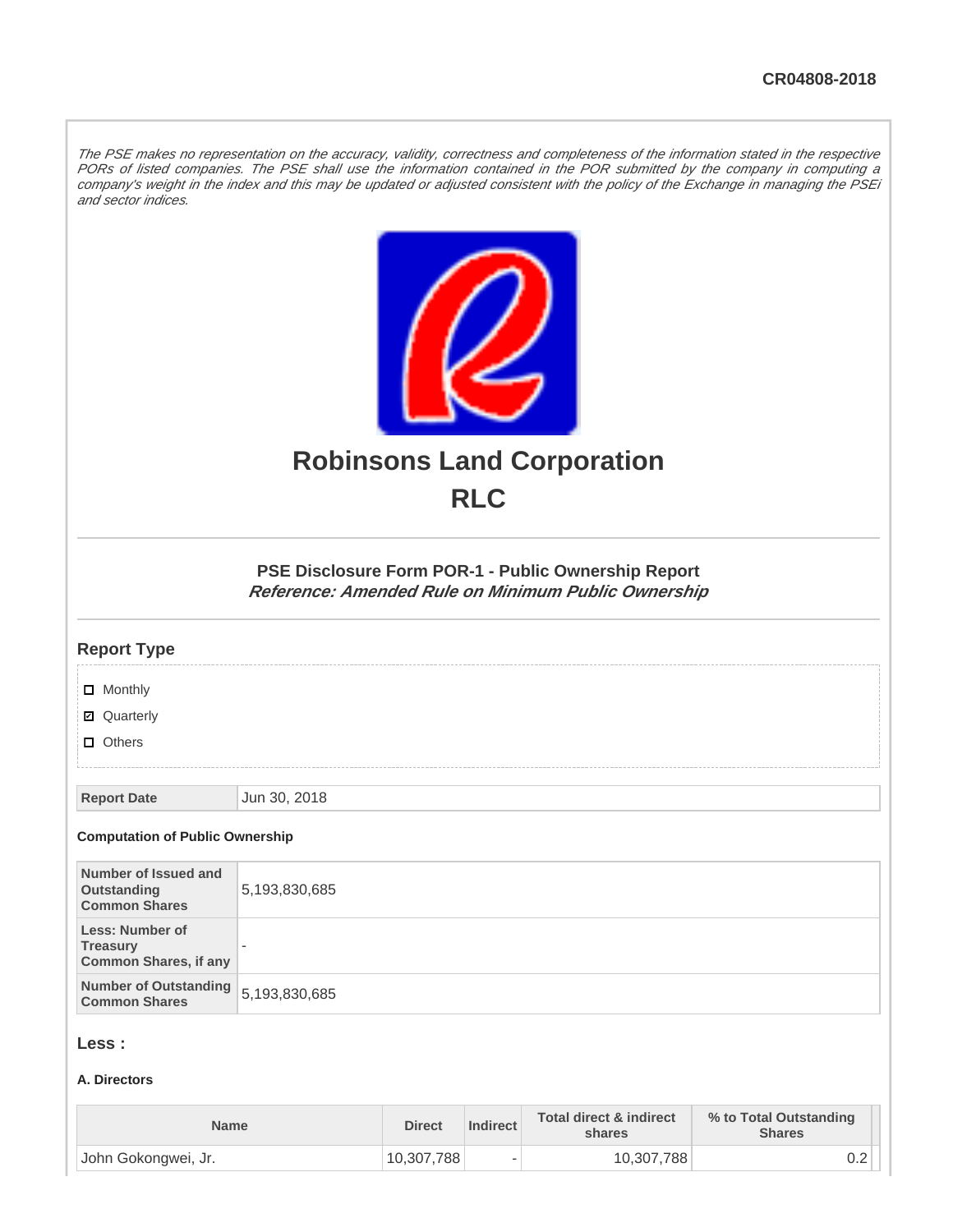CR04808-2018

*The PSE makes no representation on the accuracy, validity, correctness and completeness of the information stated in the respective PORs of listed companies. The PSE shall use the information contained in the POR submitted by the company in computing a company's weight in the index and this may be updated or adjusted consistent with the policy of the Exchange in managing the PSEi and sector indices.*

# Robinsons Land Corporation
# RLC

### PSE Disclosure Form POR-1 - Public Ownership Report
***Reference: Amended Rule on Minimum Public Ownership***

## Report Type

- [ ] Monthly
- [x] Quarterly
- [ ] Others

| Report Date | Jun 30, 2018 |
|---|---|

**Computation of Public Ownership**

| | |
|---|---|
| Number of Issued and Outstanding Common Shares | 5,193,830,685 |
| Less: Number of Treasury Common Shares, if any | - |
| Number of Outstanding Common Shares | 5,193,830,685 |

## Less :

**A. Directors**

| Name | Direct | Indirect | Total direct & indirect shares | % to Total Outstanding Shares |
|---|---|---|---|---|
| John Gokongwei, Jr. | 10,307,788 | - | 10,307,788 | 0.2 |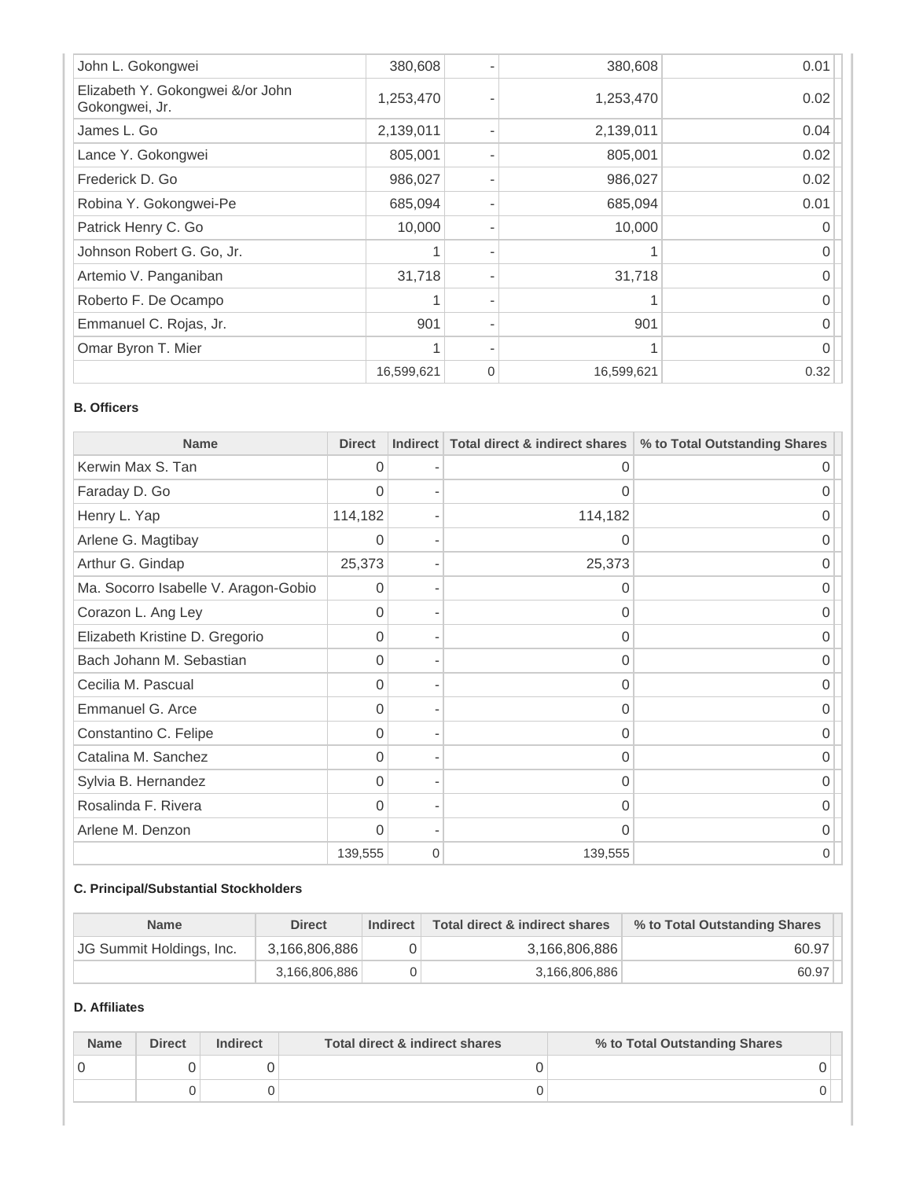| | | | | |
|---|---|---|---|---|
| John L. Gokongwei | 380,608 | - | 380,608 | 0.01 |
| Elizabeth Y. Gokongwei &/or John Gokongwei, Jr. | 1,253,470 | - | 1,253,470 | 0.02 |
| James L. Go | 2,139,011 | - | 2,139,011 | 0.04 |
| Lance Y. Gokongwei | 805,001 | - | 805,001 | 0.02 |
| Frederick D. Go | 986,027 | - | 986,027 | 0.02 |
| Robina Y. Gokongwei-Pe | 685,094 | - | 685,094 | 0.01 |
| Patrick Henry C. Go | 10,000 | - | 10,000 | 0 |
| Johnson Robert G. Go, Jr. | 1 | - | 1 | 0 |
| Artemio V. Panganiban | 31,718 | - | 31,718 | 0 |
| Roberto F. De Ocampo | 1 | - | 1 | 0 |
| Emmanuel C. Rojas, Jr. | 901 | - | 901 | 0 |
| Omar Byron T. Mier | 1 | - | 1 | 0 |
| | 16,599,621 | 0 | 16,599,621 | 0.32 |

**B. Officers**

| Name | Direct | Indirect | Total direct & indirect shares | % to Total Outstanding Shares |
|---|---|---|---|---|
| Kerwin Max S. Tan | 0 | - | 0 | 0 |
| Faraday D. Go | 0 | - | 0 | 0 |
| Henry L. Yap | 114,182 | - | 114,182 | 0 |
| Arlene G. Magtibay | 0 | - | 0 | 0 |
| Arthur G. Gindap | 25,373 | - | 25,373 | 0 |
| Ma. Socorro Isabelle V. Aragon-Gobio | 0 | - | 0 | 0 |
| Corazon L. Ang Ley | 0 | - | 0 | 0 |
| Elizabeth Kristine D. Gregorio | 0 | - | 0 | 0 |
| Bach Johann M. Sebastian | 0 | - | 0 | 0 |
| Cecilia M. Pascual | 0 | - | 0 | 0 |
| Emmanuel G. Arce | 0 | - | 0 | 0 |
| Constantino C. Felipe | 0 | - | 0 | 0 |
| Catalina M. Sanchez | 0 | - | 0 | 0 |
| Sylvia B. Hernandez | 0 | - | 0 | 0 |
| Rosalinda F. Rivera | 0 | - | 0 | 0 |
| Arlene M. Denzon | 0 | - | 0 | 0 |
| | 139,555 | 0 | 139,555 | 0 |

**C. Principal/Substantial Stockholders**

| Name | Direct | Indirect | Total direct & indirect shares | % to Total Outstanding Shares |
|---|---|---|---|---|
| JG Summit Holdings, Inc. | 3,166,806,886 | 0 | 3,166,806,886 | 60.97 |
| | 3,166,806,886 | 0 | 3,166,806,886 | 60.97 |

**D. Affiliates**

| Name | Direct | Indirect | Total direct & indirect shares | % to Total Outstanding Shares |
|---|---|---|---|---|
| 0 | 0 | 0 | 0 | 0 |
| | 0 | 0 | 0 | 0 |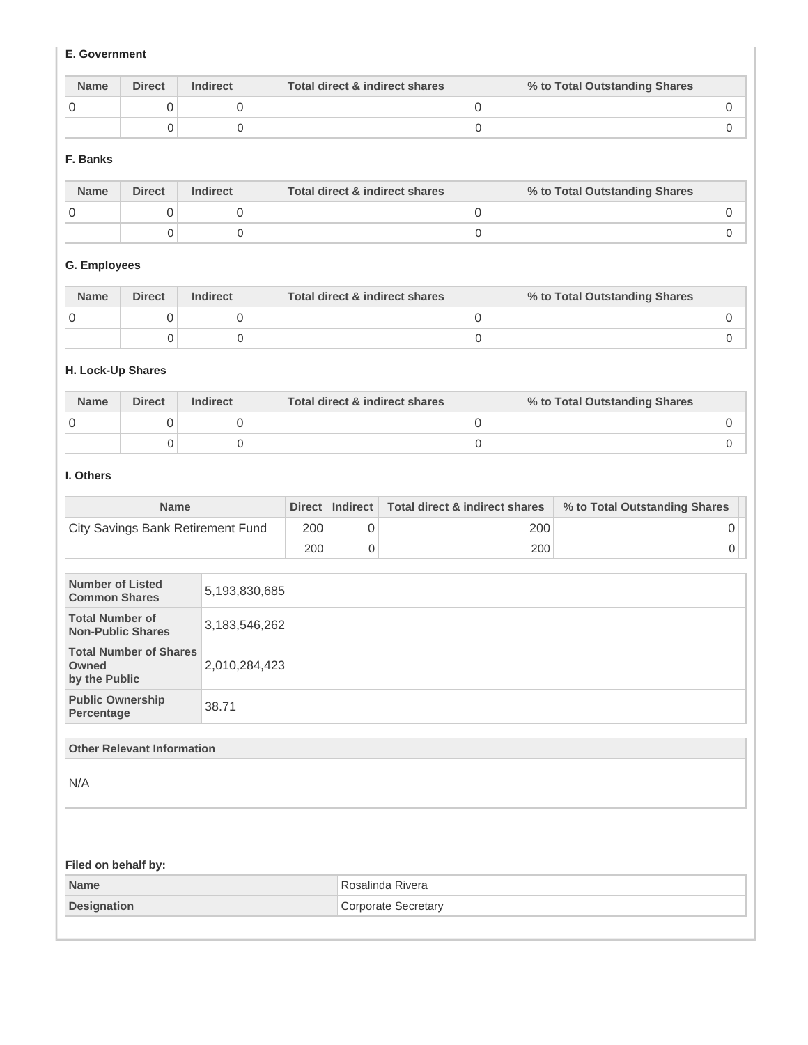**E. Government**

| Name | Direct | Indirect | Total direct & indirect shares | % to Total Outstanding Shares |
|---|---|---|---|---|
| 0 | 0 | 0 | 0 | 0 |
| | 0 | 0 | 0 | 0 |

**F. Banks**

| Name | Direct | Indirect | Total direct & indirect shares | % to Total Outstanding Shares |
|---|---|---|---|---|
| 0 | 0 | 0 | 0 | 0 |
| | 0 | 0 | 0 | 0 |

**G. Employees**

| Name | Direct | Indirect | Total direct & indirect shares | % to Total Outstanding Shares |
|---|---|---|---|---|
| 0 | 0 | 0 | 0 | 0 |
| | 0 | 0 | 0 | 0 |

**H. Lock-Up Shares**

| Name | Direct | Indirect | Total direct & indirect shares | % to Total Outstanding Shares |
|---|---|---|---|---|
| 0 | 0 | 0 | 0 | 0 |
| | 0 | 0 | 0 | 0 |

**I. Others**

| Name | Direct | Indirect | Total direct & indirect shares | % to Total Outstanding Shares |
|---|---|---|---|---|
| City Savings Bank Retirement Fund | 200 | 0 | 200 | 0 |
| | 200 | 0 | 200 | 0 |

| | |
|---|---|
| **Number of Listed Common Shares** | 5,193,830,685 |
| **Total Number of Non-Public Shares** | 3,183,546,262 |
| **Total Number of Shares Owned by the Public** | 2,010,284,423 |
| **Public Ownership Percentage** | 38.71 |

| Other Relevant Information |
|---|
| N/A |

**Filed on behalf by:**

| | |
|---|---|
| **Name** | Rosalinda Rivera |
| **Designation** | Corporate Secretary |